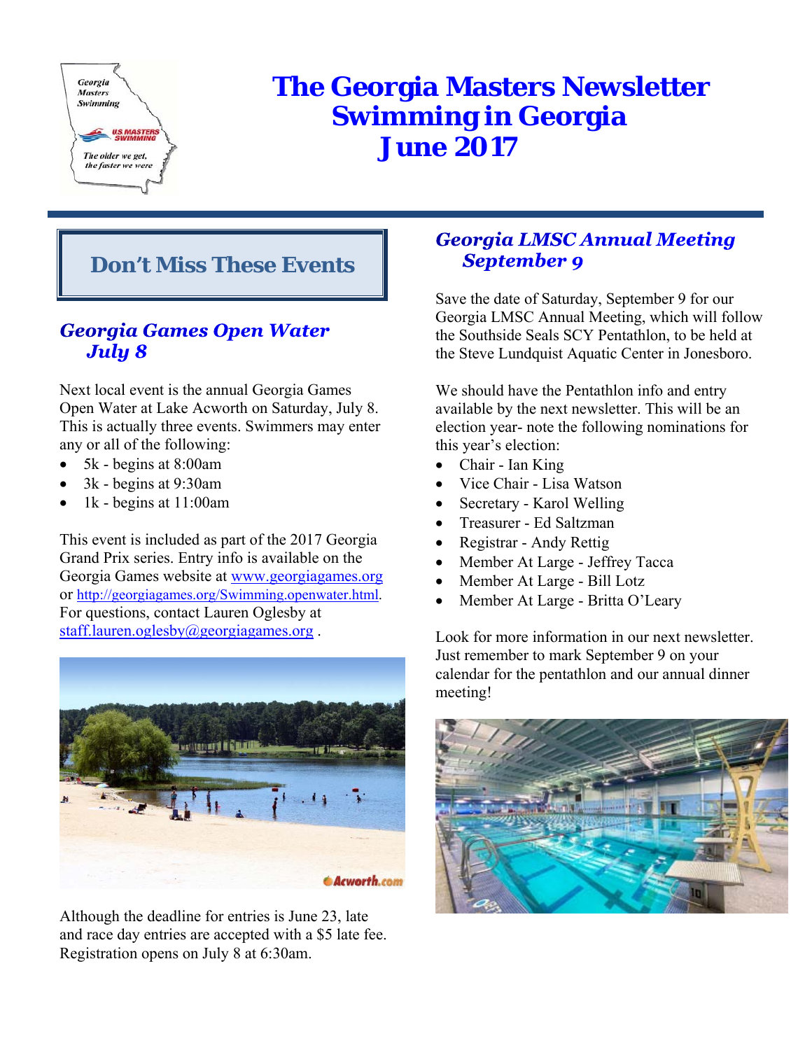# The Georgia Masters Newsletter
# Swimming in Georgia
# June 2017

## Don't Miss These Events

### *Georgia Games Open Water July 8*

Next local event is the annual Georgia Games Open Water at Lake Acworth on Saturday, July 8. This is actually three events. Swimmers may enter any or all of the following:

- 5k - begins at 8:00am
- 3k - begins at 9:30am
- 1k - begins at 11:00am

This event is included as part of the 2017 Georgia Grand Prix series. Entry info is available on the Georgia Games website at www.georgiagames.org or http://georgiagames.org/Swimming.openwater.html. For questions, contact Lauren Oglesby at staff.lauren.oglesby@georgiagames.org .

Although the deadline for entries is June 23, late and race day entries are accepted with a $5 late fee. Registration opens on July 8 at 6:30am.

### *Georgia LMSC Annual Meeting September 9*

Save the date of Saturday, September 9 for our Georgia LMSC Annual Meeting, which will follow the Southside Seals SCY Pentathlon, to be held at the Steve Lundquist Aquatic Center in Jonesboro.

We should have the Pentathlon info and entry available by the next newsletter. This will be an election year- note the following nominations for this year's election:

- Chair - Ian King
- Vice Chair - Lisa Watson
- Secretary - Karol Welling
- Treasurer - Ed Saltzman
- Registrar - Andy Rettig
- Member At Large - Jeffrey Tacca
- Member At Large - Bill Lotz
- Member At Large - Britta O'Leary

Look for more information in our next newsletter. Just remember to mark September 9 on your calendar for the pentathlon and our annual dinner meeting!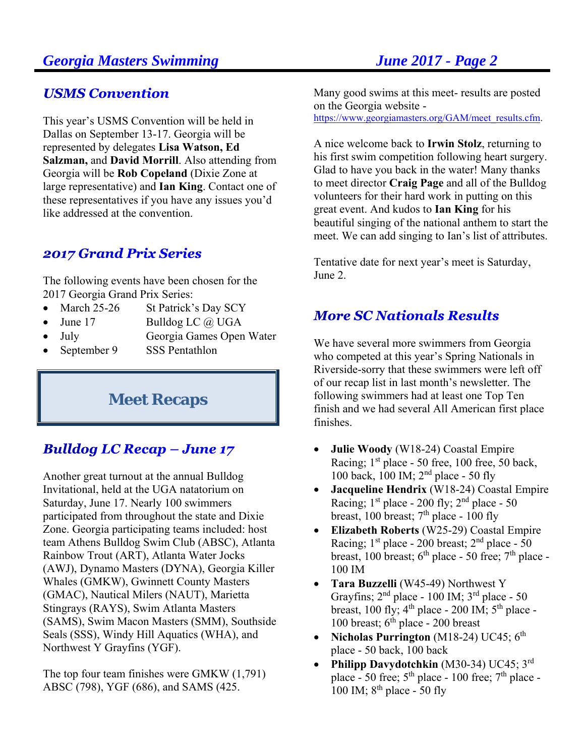## USMS Convention

This year's USMS Convention will be held in Dallas on September 13-17. Georgia will be represented by delegates **Lisa Watson, Ed Salzman,** and **David Morrill**. Also attending from Georgia will be **Rob Copeland** (Dixie Zone at large representative) and **Ian King**. Contact one of these representatives if you have any issues you'd like addressed at the convention.

## 2017 Grand Prix Series

The following events have been chosen for the 2017 Georgia Grand Prix Series:

- March 25-26 — St Patrick's Day SCY
- June 17 — Bulldog LC @ UGA
- July — Georgia Games Open Water
- September 9 — SSS Pentathlon

# Meet Recaps

## Bulldog LC Recap – June 17

Another great turnout at the annual Bulldog Invitational, held at the UGA natatorium on Saturday, June 17. Nearly 100 swimmers participated from throughout the state and Dixie Zone. Georgia participating teams included: host team Athens Bulldog Swim Club (ABSC), Atlanta Rainbow Trout (ART), Atlanta Water Jocks (AWJ), Dynamo Masters (DYNA), Georgia Killer Whales (GMKW), Gwinnett County Masters (GMAC), Nautical Milers (NAUT), Marietta Stingrays (RAYS), Swim Atlanta Masters (SAMS), Swim Macon Masters (SMM), Southside Seals (SSS), Windy Hill Aquatics (WHA), and Northwest Y Grayfins (YGF).

The top four team finishes were GMKW (1,791) ABSC (798), YGF (686), and SAMS (425.

Many good swims at this meet- results are posted on the Georgia website - https://www.georgiamasters.org/GAM/meet_results.cfm.

A nice welcome back to **Irwin Stolz**, returning to his first swim competition following heart surgery. Glad to have you back in the water! Many thanks to meet director **Craig Page** and all of the Bulldog volunteers for their hard work in putting on this great event. And kudos to **Ian King** for his beautiful singing of the national anthem to start the meet. We can add singing to Ian's list of attributes.

Tentative date for next year's meet is Saturday, June 2.

## More SC Nationals Results

We have several more swimmers from Georgia who competed at this year's Spring Nationals in Riverside-sorry that these swimmers were left off of our recap list in last month's newsletter. The following swimmers had at least one Top Ten finish and we had several All American first place finishes.

- **Julie Woody** (W18-24) Coastal Empire Racing; 1st place - 50 free, 100 free, 50 back, 100 back, 100 IM; 2nd place - 50 fly
- **Jacqueline Hendrix** (W18-24) Coastal Empire Racing; 1st place - 200 fly; 2nd place - 50 breast, 100 breast; 7th place - 100 fly
- **Elizabeth Roberts** (W25-29) Coastal Empire Racing; 1st place - 200 breast; 2nd place - 50 breast, 100 breast; 6th place - 50 free; 7th place - 100 IM
- **Tara Buzzelli** (W45-49) Northwest Y Grayfins; 2nd place - 100 IM; 3rd place - 50 breast, 100 fly; 4th place - 200 IM; 5th place - 100 breast; 6th place - 200 breast
- **Nicholas Purrington** (M18-24) UC45; 6th place - 50 back, 100 back
- **Philipp Davydotchkin** (M30-34) UC45; 3rd place - 50 free; 5th place - 100 free; 7th place - 100 IM; 8th place - 50 fly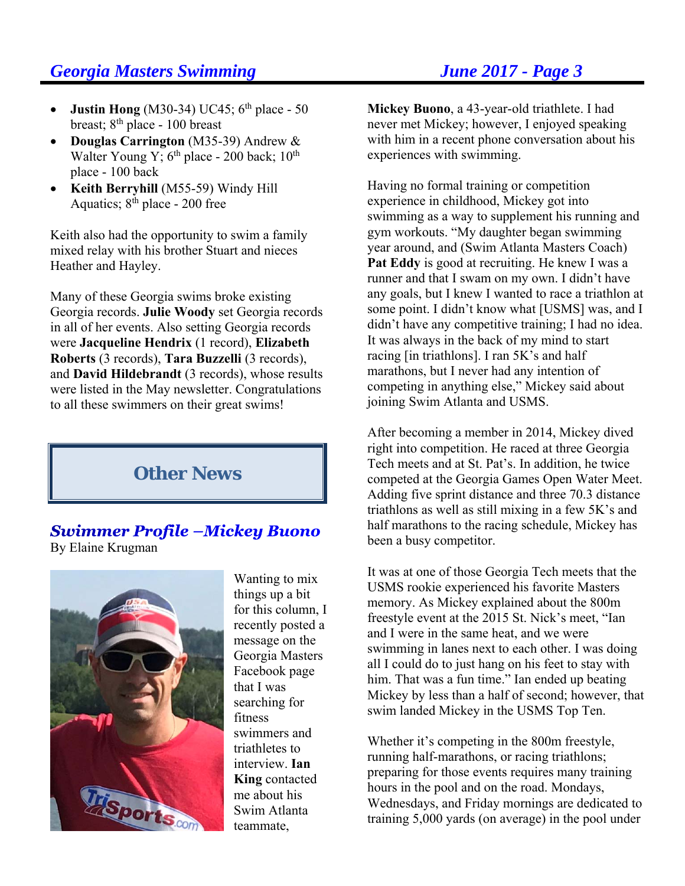- **Justin Hong** (M30-34) UC45; 6th place - 50 breast; 8th place - 100 breast
- **Douglas Carrington** (M35-39) Andrew & Walter Young Y; 6th place - 200 back; 10th place - 100 back
- **Keith Berryhill** (M55-59) Windy Hill Aquatics; 8th place - 200 free

Keith also had the opportunity to swim a family mixed relay with his brother Stuart and nieces Heather and Hayley.

Many of these Georgia swims broke existing Georgia records. **Julie Woody** set Georgia records in all of her events. Also setting Georgia records were **Jacqueline Hendrix** (1 record), **Elizabeth Roberts** (3 records), **Tara Buzzelli** (3 records), and **David Hildebrandt** (3 records), whose results were listed in the May newsletter. Congratulations to all these swimmers on their great swims!

## Other News

### *Swimmer Profile –Mickey Buono*

By Elaine Krugman

Wanting to mix things up a bit for this column, I recently posted a message on the Georgia Masters Facebook page that I was searching for fitness swimmers and triathletes to interview. **Ian King** contacted me about his Swim Atlanta teammate, **Mickey Buono**, a 43-year-old triathlete. I had never met Mickey; however, I enjoyed speaking with him in a recent phone conversation about his experiences with swimming.

Having no formal training or competition experience in childhood, Mickey got into swimming as a way to supplement his running and gym workouts. "My daughter began swimming year around, and (Swim Atlanta Masters Coach) **Pat Eddy** is good at recruiting. He knew I was a runner and that I swam on my own. I didn't have any goals, but I knew I wanted to race a triathlon at some point. I didn't know what [USMS] was, and I didn't have any competitive training; I had no idea. It was always in the back of my mind to start racing [in triathlons]. I ran 5K's and half marathons, but I never had any intention of competing in anything else," Mickey said about joining Swim Atlanta and USMS.

After becoming a member in 2014, Mickey dived right into competition. He raced at three Georgia Tech meets and at St. Pat's. In addition, he twice competed at the Georgia Games Open Water Meet. Adding five sprint distance and three 70.3 distance triathlons as well as still mixing in a few 5K's and half marathons to the racing schedule, Mickey has been a busy competitor.

It was at one of those Georgia Tech meets that the USMS rookie experienced his favorite Masters memory. As Mickey explained about the 800m freestyle event at the 2015 St. Nick's meet, "Ian and I were in the same heat, and we were swimming in lanes next to each other. I was doing all I could do to just hang on his feet to stay with him. That was a fun time." Ian ended up beating Mickey by less than a half of second; however, that swim landed Mickey in the USMS Top Ten.

Whether it's competing in the 800m freestyle, running half-marathons, or racing triathlons; preparing for those events requires many training hours in the pool and on the road. Mondays, Wednesdays, and Friday mornings are dedicated to training 5,000 yards (on average) in the pool under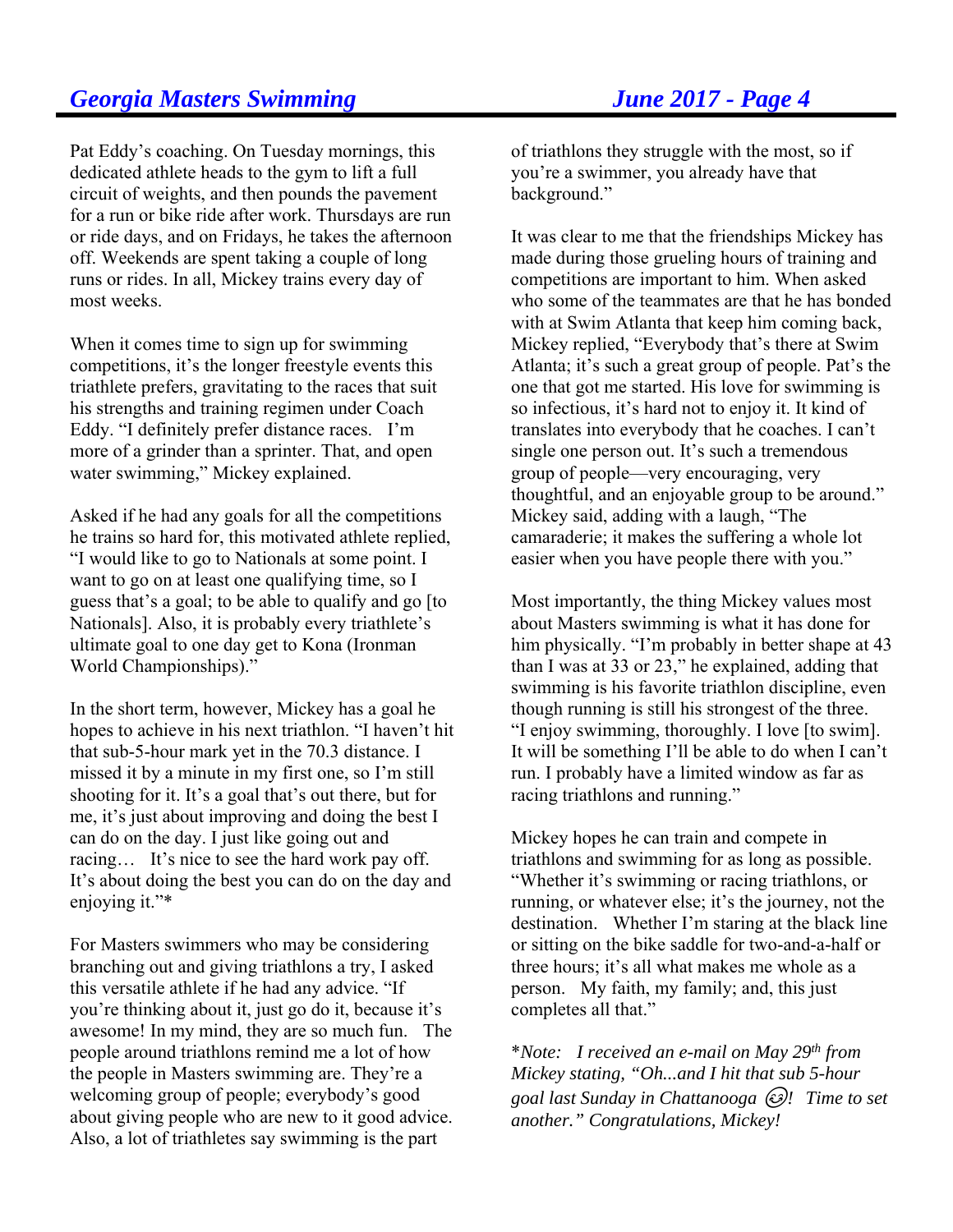Pat Eddy's coaching. On Tuesday mornings, this dedicated athlete heads to the gym to lift a full circuit of weights, and then pounds the pavement for a run or bike ride after work. Thursdays are run or ride days, and on Fridays, he takes the afternoon off. Weekends are spent taking a couple of long runs or rides. In all, Mickey trains every day of most weeks.

When it comes time to sign up for swimming competitions, it's the longer freestyle events this triathlete prefers, gravitating to the races that suit his strengths and training regimen under Coach Eddy. "I definitely prefer distance races. I'm more of a grinder than a sprinter. That, and open water swimming," Mickey explained.

Asked if he had any goals for all the competitions he trains so hard for, this motivated athlete replied, "I would like to go to Nationals at some point. I want to go on at least one qualifying time, so I guess that's a goal; to be able to qualify and go [to Nationals]. Also, it is probably every triathlete's ultimate goal to one day get to Kona (Ironman World Championships)."

In the short term, however, Mickey has a goal he hopes to achieve in his next triathlon. "I haven't hit that sub-5-hour mark yet in the 70.3 distance. I missed it by a minute in my first one, so I'm still shooting for it. It's a goal that's out there, but for me, it's just about improving and doing the best I can do on the day. I just like going out and racing… It's nice to see the hard work pay off. It's about doing the best you can do on the day and enjoying it."*

For Masters swimmers who may be considering branching out and giving triathlons a try, I asked this versatile athlete if he had any advice. "If you're thinking about it, just go do it, because it's awesome! In my mind, they are so much fun. The people around triathlons remind me a lot of how the people in Masters swimming are. They're a welcoming group of people; everybody's good about giving people who are new to it good advice. Also, a lot of triathletes say swimming is the part of triathlons they struggle with the most, so if you're a swimmer, you already have that background."

It was clear to me that the friendships Mickey has made during those grueling hours of training and competitions are important to him. When asked who some of the teammates are that he has bonded with at Swim Atlanta that keep him coming back, Mickey replied, "Everybody that's there at Swim Atlanta; it's such a great group of people. Pat's the one that got me started. His love for swimming is so infectious, it's hard not to enjoy it. It kind of translates into everybody that he coaches. I can't single one person out. It's such a tremendous group of people—very encouraging, very thoughtful, and an enjoyable group to be around." Mickey said, adding with a laugh, "The camaraderie; it makes the suffering a whole lot easier when you have people there with you."

Most importantly, the thing Mickey values most about Masters swimming is what it has done for him physically. "I'm probably in better shape at 43 than I was at 33 or 23," he explained, adding that swimming is his favorite triathlon discipline, even though running is still his strongest of the three. "I enjoy swimming, thoroughly. I love [to swim]. It will be something I'll be able to do when I can't run. I probably have a limited window as far as racing triathlons and running."

Mickey hopes he can train and compete in triathlons and swimming for as long as possible. "Whether it's swimming or racing triathlons, or running, or whatever else; it's the journey, not the destination. Whether I'm staring at the black line or sitting on the bike saddle for two-and-a-half or three hours; it's all what makes me whole as a person. My faith, my family; and, this just completes all that."

*\*Note: I received an e-mail on May 29th from Mickey stating, "Oh...and I hit that sub 5-hour goal last Sunday in Chattanooga 😉! Time to set another." Congratulations, Mickey!*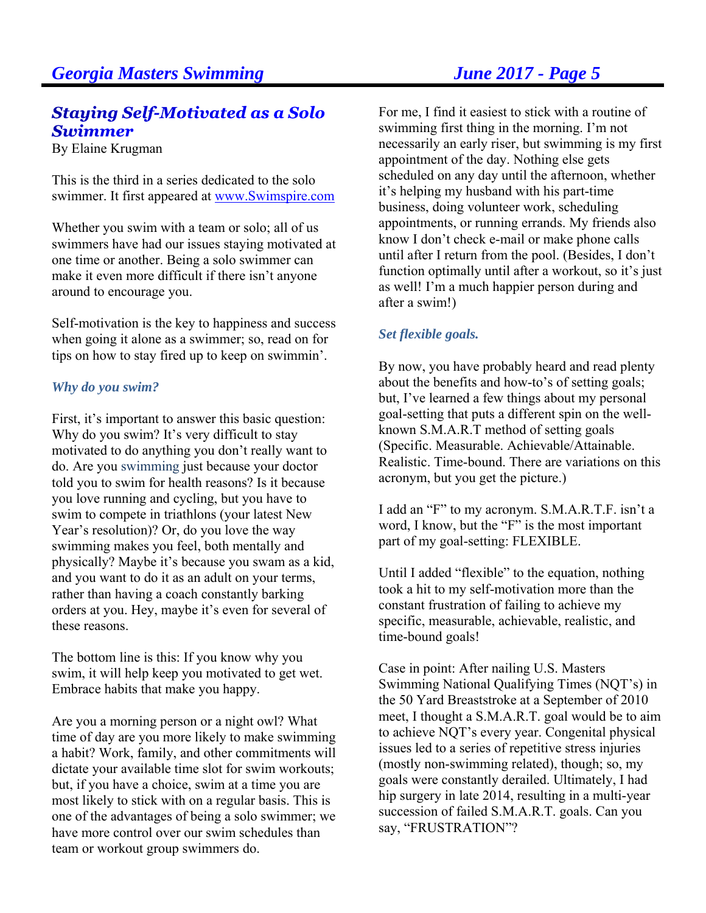## *Staying Self-Motivated as a Solo Swimmer*

By Elaine Krugman

This is the third in a series dedicated to the solo swimmer. It first appeared at www.Swimspire.com

Whether you swim with a team or solo; all of us swimmers have had our issues staying motivated at one time or another. Being a solo swimmer can make it even more difficult if there isn't anyone around to encourage you.

Self-motivation is the key to happiness and success when going it alone as a swimmer; so, read on for tips on how to stay fired up to keep on swimmin'.

### *Why do you swim?*

First, it's important to answer this basic question: Why do you swim? It's very difficult to stay motivated to do anything you don't really want to do. Are you swimming just because your doctor told you to swim for health reasons? Is it because you love running and cycling, but you have to swim to compete in triathlons (your latest New Year's resolution)? Or, do you love the way swimming makes you feel, both mentally and physically? Maybe it's because you swam as a kid, and you want to do it as an adult on your terms, rather than having a coach constantly barking orders at you. Hey, maybe it's even for several of these reasons.

The bottom line is this: If you know why you swim, it will help keep you motivated to get wet. Embrace habits that make you happy.

Are you a morning person or a night owl? What time of day are you more likely to make swimming a habit? Work, family, and other commitments will dictate your available time slot for swim workouts; but, if you have a choice, swim at a time you are most likely to stick with on a regular basis. This is one of the advantages of being a solo swimmer; we have more control over our swim schedules than team or workout group swimmers do.

For me, I find it easiest to stick with a routine of swimming first thing in the morning. I'm not necessarily an early riser, but swimming is my first appointment of the day. Nothing else gets scheduled on any day until the afternoon, whether it's helping my husband with his part-time business, doing volunteer work, scheduling appointments, or running errands. My friends also know I don't check e-mail or make phone calls until after I return from the pool. (Besides, I don't function optimally until after a workout, so it's just as well! I'm a much happier person during and after a swim!)

### *Set flexible goals.*

By now, you have probably heard and read plenty about the benefits and how-to's of setting goals; but, I've learned a few things about my personal goal-setting that puts a different spin on the well-known S.M.A.R.T method of setting goals (Specific. Measurable. Achievable/Attainable. Realistic. Time-bound. There are variations on this acronym, but you get the picture.)

I add an "F" to my acronym. S.M.A.R.T.F. isn't a word, I know, but the "F" is the most important part of my goal-setting: FLEXIBLE.

Until I added "flexible" to the equation, nothing took a hit to my self-motivation more than the constant frustration of failing to achieve my specific, measurable, achievable, realistic, and time-bound goals!

Case in point: After nailing U.S. Masters Swimming National Qualifying Times (NQT's) in the 50 Yard Breaststroke at a September of 2010 meet, I thought a S.M.A.R.T. goal would be to aim to achieve NQT's every year. Congenital physical issues led to a series of repetitive stress injuries (mostly non-swimming related), though; so, my goals were constantly derailed. Ultimately, I had hip surgery in late 2014, resulting in a multi-year succession of failed S.M.A.R.T. goals. Can you say, "FRUSTRATION"?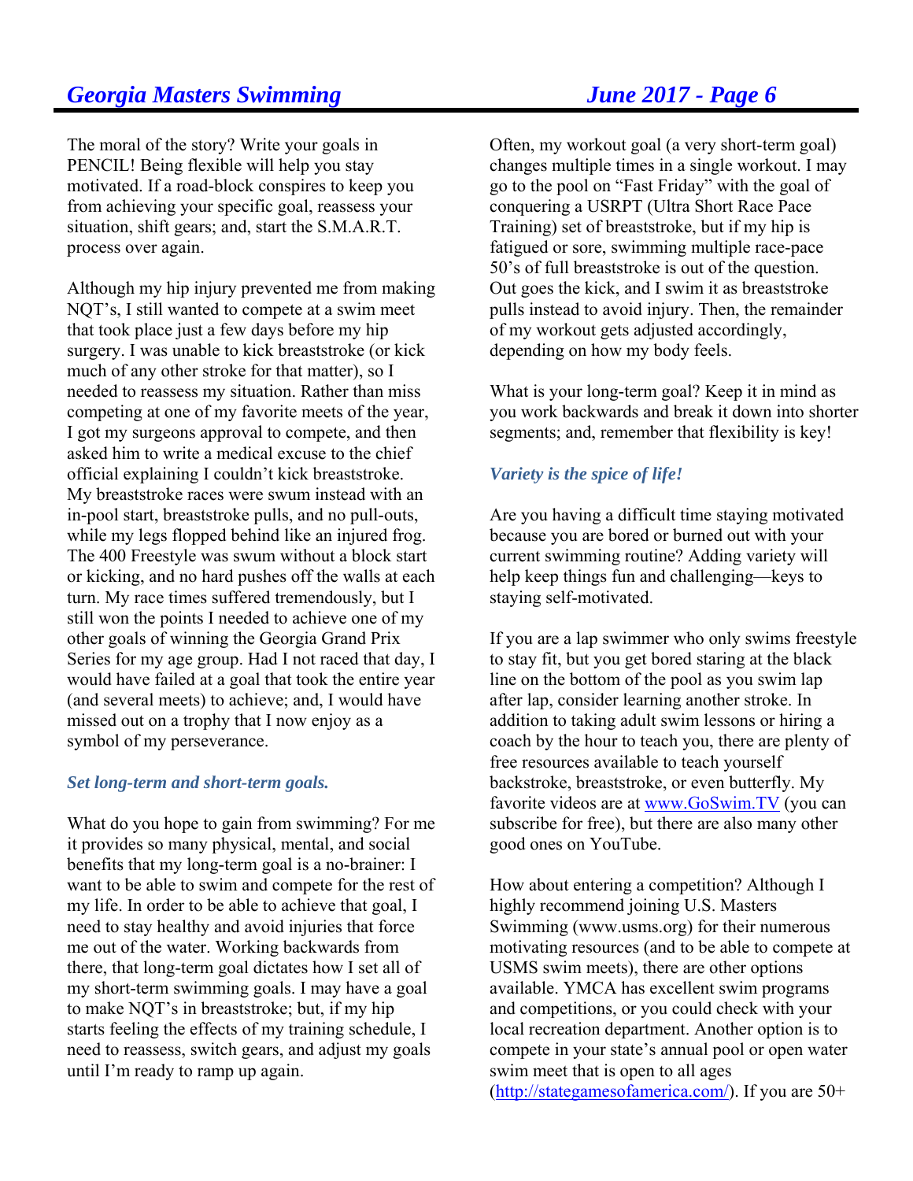The moral of the story? Write your goals in PENCIL! Being flexible will help you stay motivated. If a road-block conspires to keep you from achieving your specific goal, reassess your situation, shift gears; and, start the S.M.A.R.T. process over again.

Although my hip injury prevented me from making NQT's, I still wanted to compete at a swim meet that took place just a few days before my hip surgery. I was unable to kick breaststroke (or kick much of any other stroke for that matter), so I needed to reassess my situation. Rather than miss competing at one of my favorite meets of the year, I got my surgeons approval to compete, and then asked him to write a medical excuse to the chief official explaining I couldn't kick breaststroke. My breaststroke races were swum instead with an in-pool start, breaststroke pulls, and no pull-outs, while my legs flopped behind like an injured frog. The 400 Freestyle was swum without a block start or kicking, and no hard pushes off the walls at each turn. My race times suffered tremendously, but I still won the points I needed to achieve one of my other goals of winning the Georgia Grand Prix Series for my age group. Had I not raced that day, I would have failed at a goal that took the entire year (and several meets) to achieve; and, I would have missed out on a trophy that I now enjoy as a symbol of my perseverance.

### *Set long-term and short-term goals.*

What do you hope to gain from swimming? For me it provides so many physical, mental, and social benefits that my long-term goal is a no-brainer: I want to be able to swim and compete for the rest of my life. In order to be able to achieve that goal, I need to stay healthy and avoid injuries that force me out of the water. Working backwards from there, that long-term goal dictates how I set all of my short-term swimming goals. I may have a goal to make NQT's in breaststroke; but, if my hip starts feeling the effects of my training schedule, I need to reassess, switch gears, and adjust my goals until I'm ready to ramp up again.

Often, my workout goal (a very short-term goal) changes multiple times in a single workout. I may go to the pool on "Fast Friday" with the goal of conquering a USRPT (Ultra Short Race Pace Training) set of breaststroke, but if my hip is fatigued or sore, swimming multiple race-pace 50's of full breaststroke is out of the question. Out goes the kick, and I swim it as breaststroke pulls instead to avoid injury. Then, the remainder of my workout gets adjusted accordingly, depending on how my body feels.

What is your long-term goal? Keep it in mind as you work backwards and break it down into shorter segments; and, remember that flexibility is key!

### *Variety is the spice of life!*

Are you having a difficult time staying motivated because you are bored or burned out with your current swimming routine? Adding variety will help keep things fun and challenging—keys to staying self-motivated.

If you are a lap swimmer who only swims freestyle to stay fit, but you get bored staring at the black line on the bottom of the pool as you swim lap after lap, consider learning another stroke. In addition to taking adult swim lessons or hiring a coach by the hour to teach you, there are plenty of free resources available to teach yourself backstroke, breaststroke, or even butterfly. My favorite videos are at [www.GoSwim.TV](www.GoSwim.TV) (you can subscribe for free), but there are also many other good ones on YouTube.

How about entering a competition? Although I highly recommend joining U.S. Masters Swimming (www.usms.org) for their numerous motivating resources (and to be able to compete at USMS swim meets), there are other options available. YMCA has excellent swim programs and competitions, or you could check with your local recreation department. Another option is to compete in your state's annual pool or open water swim meet that is open to all ages ([http://stategamesofamerica.com/](http://stategamesofamerica.com/)). If you are 50+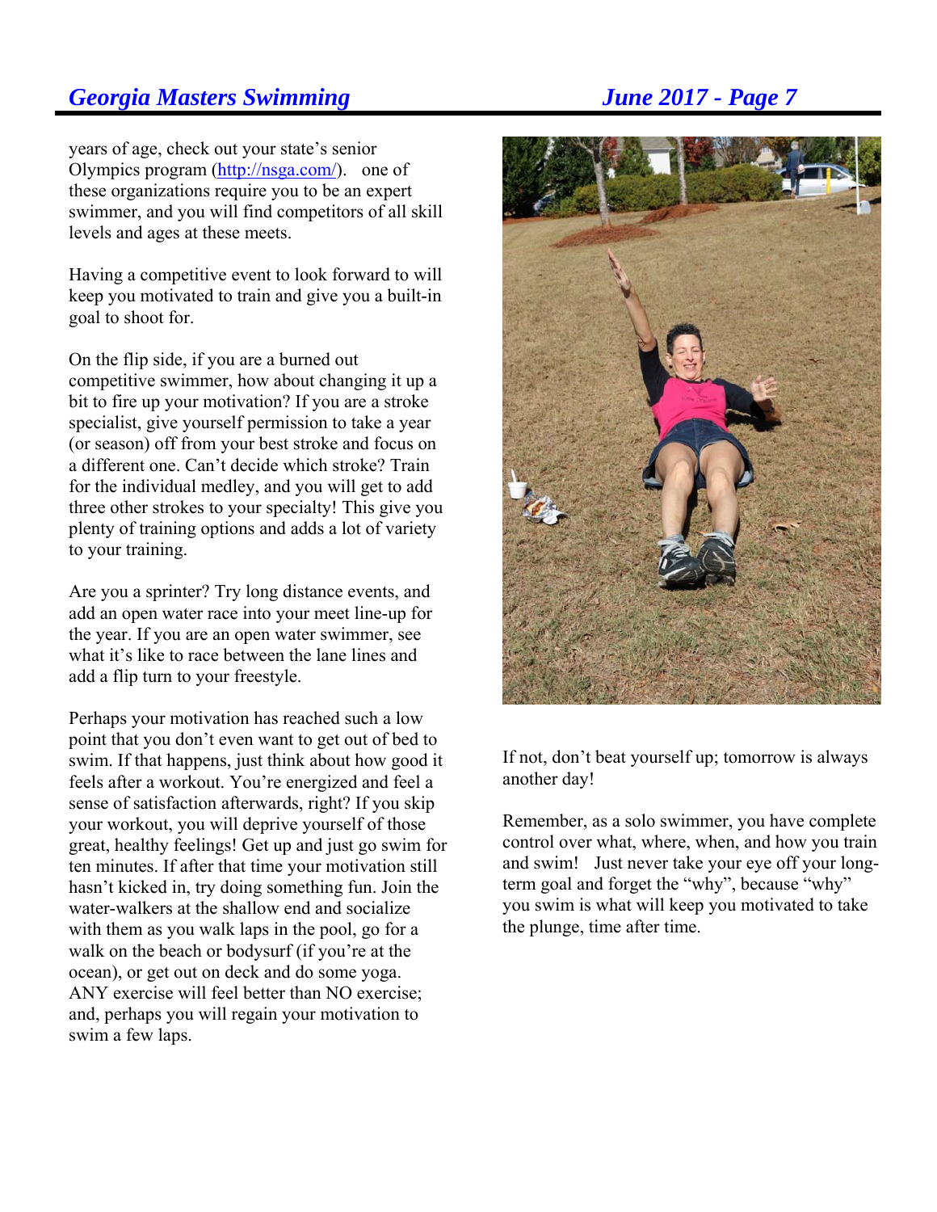years of age, check out your state's senior Olympics program (http://nsga.com/). one of these organizations require you to be an expert swimmer, and you will find competitors of all skill levels and ages at these meets.

Having a competitive event to look forward to will keep you motivated to train and give you a built-in goal to shoot for.

On the flip side, if you are a burned out competitive swimmer, how about changing it up a bit to fire up your motivation? If you are a stroke specialist, give yourself permission to take a year (or season) off from your best stroke and focus on a different one. Can't decide which stroke? Train for the individual medley, and you will get to add three other strokes to your specialty! This give you plenty of training options and adds a lot of variety to your training.

Are you a sprinter? Try long distance events, and add an open water race into your meet line-up for the year. If you are an open water swimmer, see what it's like to race between the lane lines and add a flip turn to your freestyle.

Perhaps your motivation has reached such a low point that you don't even want to get out of bed to swim. If that happens, just think about how good it feels after a workout. You're energized and feel a sense of satisfaction afterwards, right? If you skip your workout, you will deprive yourself of those great, healthy feelings! Get up and just go swim for ten minutes. If after that time your motivation still hasn't kicked in, try doing something fun. Join the water-walkers at the shallow end and socialize with them as you walk laps in the pool, go for a walk on the beach or bodysurf (if you're at the ocean), or get out on deck and do some yoga. ANY exercise will feel better than NO exercise; and, perhaps you will regain your motivation to swim a few laps.

If not, don't beat yourself up; tomorrow is always another day!

Remember, as a solo swimmer, you have complete control over what, where, when, and how you train and swim! Just never take your eye off your long-term goal and forget the "why", because "why" you swim is what will keep you motivated to take the plunge, time after time.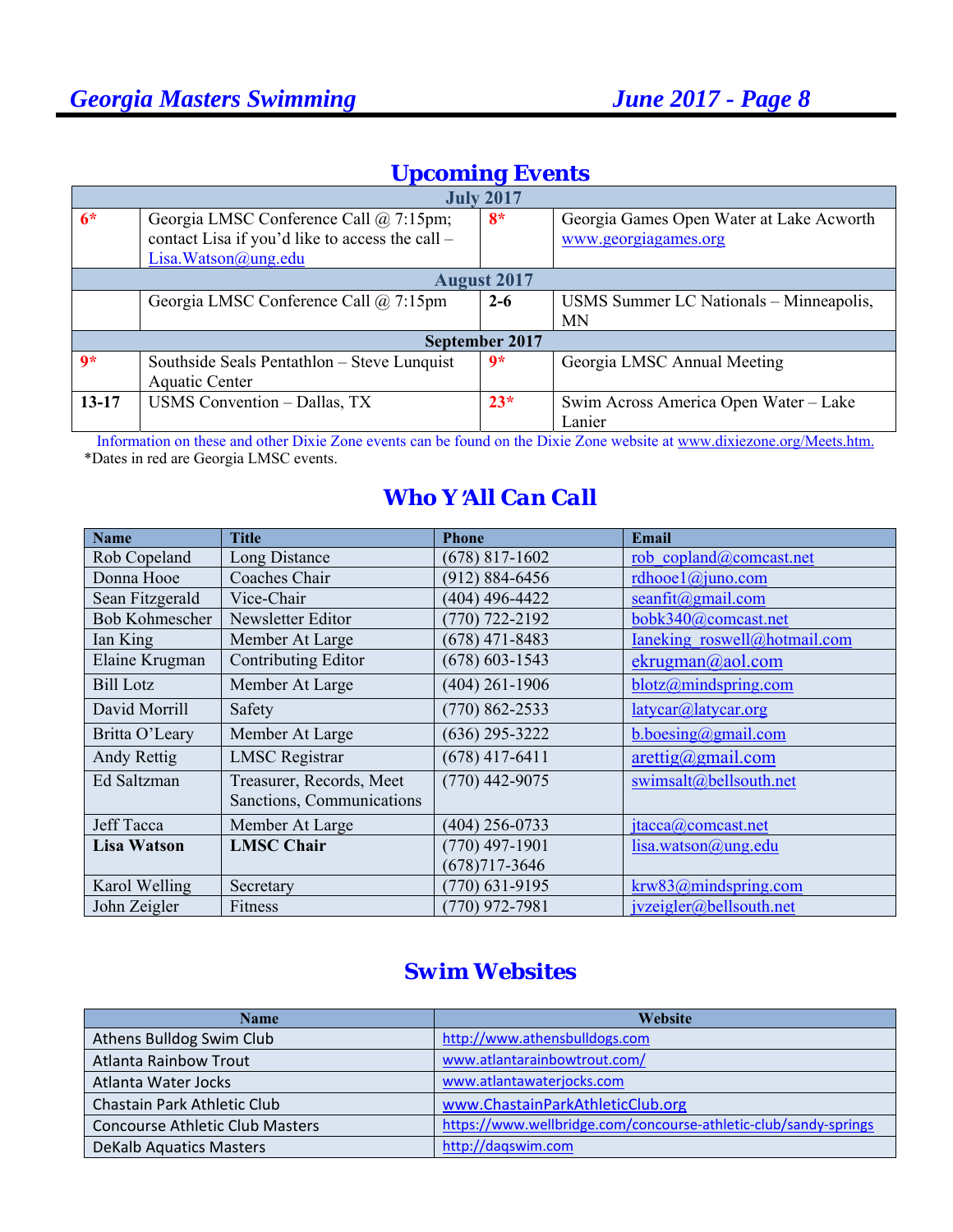## Upcoming Events

| | | | |
|---|---|---|---|
| **July 2017** | | | |
| **6*** | Georgia LMSC Conference Call @ 7:15pm; contact Lisa if you'd like to access the call – Lisa.Watson@ung.edu | **8*** | Georgia Games Open Water at Lake Acworth www.georgiagames.org |
| **August 2017** | | | |
| | Georgia LMSC Conference Call @ 7:15pm | **2-6** | USMS Summer LC Nationals – Minneapolis, MN |
| **September 2017** | | | |
| **9*** | Southside Seals Pentathlon – Steve Lunquist Aquatic Center | **9*** | Georgia LMSC Annual Meeting |
| **13-17** | USMS Convention – Dallas, TX | **23*** | Swim Across America Open Water – Lake Lanier |

Information on these and other Dixie Zone events can be found on the Dixie Zone website at www.dixiezone.org/Meets.htm.

*Dates in red are Georgia LMSC events.

## Who Y'All Can Call

| Name | Title | Phone | Email |
|---|---|---|---|
| Rob Copeland | Long Distance | (678) 817-1602 | rob_copland@comcast.net |
| Donna Hooe | Coaches Chair | (912) 884-6456 | rdhooe1@juno.com |
| Sean Fitzgerald | Vice-Chair | (404) 496-4422 | seanfit@gmail.com |
| Bob Kohmescher | Newsletter Editor | (770) 722-2192 | bobk340@comcast.net |
| Ian King | Member At Large | (678) 471-8483 | Ianeking_roswell@hotmail.com |
| Elaine Krugman | Contributing Editor | (678) 603-1543 | ekrugman@aol.com |
| Bill Lotz | Member At Large | (404) 261-1906 | blotz@mindspring.com |
| David Morrill | Safety | (770) 862-2533 | latycar@latycar.org |
| Britta O'Leary | Member At Large | (636) 295-3222 | b.boesing@gmail.com |
| Andy Rettig | LMSC Registrar | (678) 417-6411 | arettig@gmail.com |
| Ed Saltzman | Treasurer, Records, Meet Sanctions, Communications | (770) 442-9075 | swimsalt@bellsouth.net |
| Jeff Tacca | Member At Large | (404) 256-0733 | jtacca@comcast.net |
| **Lisa Watson** | **LMSC Chair** | (770) 497-1901<br>(678)717-3646 | lisa.watson@ung.edu |
| Karol Welling | Secretary | (770) 631-9195 | krw83@mindspring.com |
| John Zeigler | Fitness | (770) 972-7981 | jvzeigler@bellsouth.net |

## Swim Websites

| Name | Website |
|---|---|
| Athens Bulldog Swim Club | http://www.athensbulldogs.com |
| Atlanta Rainbow Trout | www.atlantarainbowtrout.com/ |
| Atlanta Water Jocks | www.atlantawaterjocks.com |
| Chastain Park Athletic Club | www.ChastainParkAthleticClub.org |
| Concourse Athletic Club Masters | https://www.wellbridge.com/concourse-athletic-club/sandy-springs |
| DeKalb Aquatics Masters | http://daqswim.com |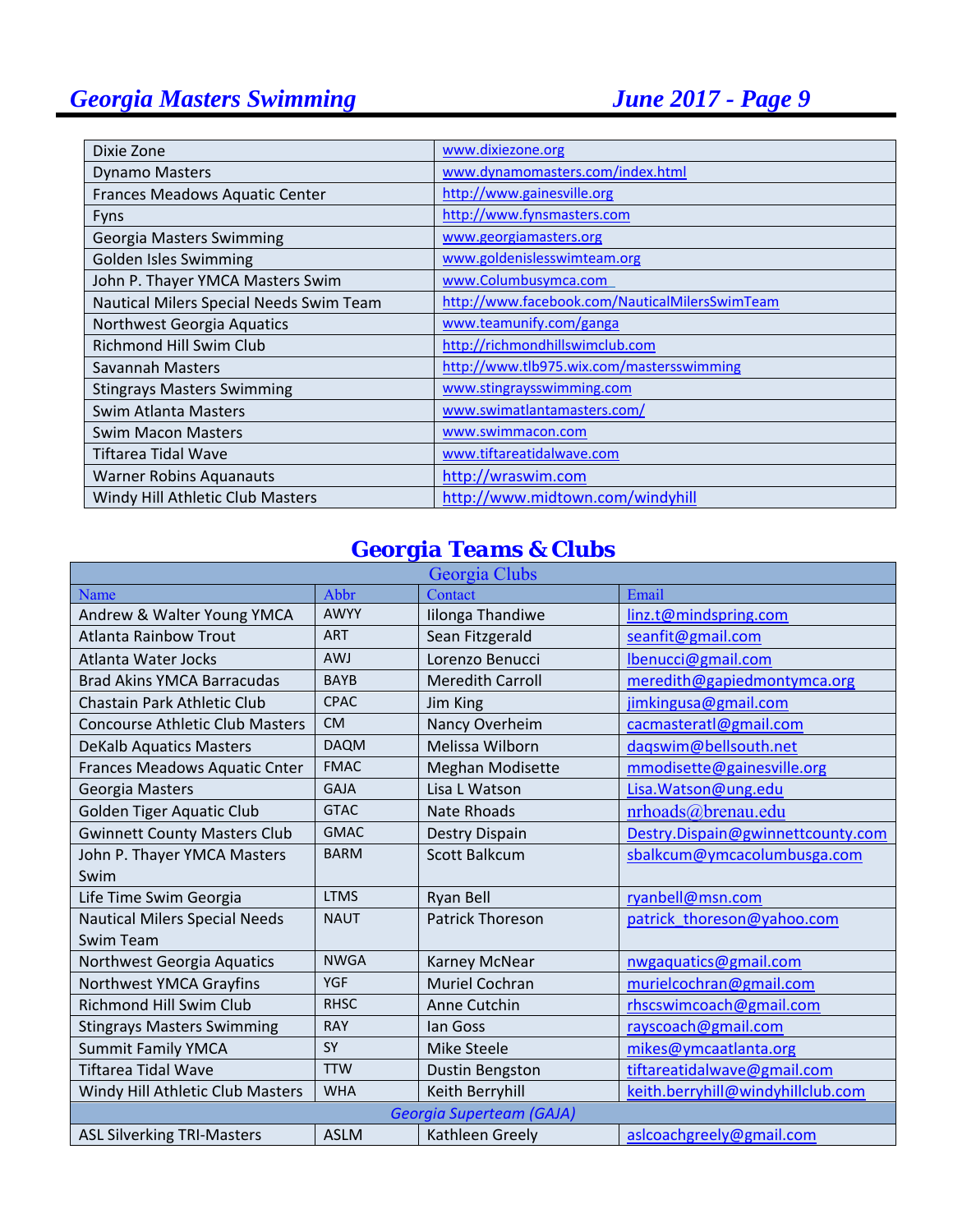| | |
|---|---|
| Dixie Zone | www.dixiezone.org |
| Dynamo Masters | www.dynamomasters.com/index.html |
| Frances Meadows Aquatic Center | http://www.gainesville.org |
| Fyns | http://www.fynsmasters.com |
| Georgia Masters Swimming | www.georgiamasters.org |
| Golden Isles Swimming | www.goldenislesswimteam.org |
| John P. Thayer YMCA Masters Swim | www.Columbusymca.com |
| Nautical Milers Special Needs Swim Team | http://www.facebook.com/NauticalMilersSwimTeam |
| Northwest Georgia Aquatics | www.teamunify.com/ganga |
| Richmond Hill Swim Club | http://richmondhillswimclub.com |
| Savannah Masters | http://www.tlb975.wix.com/mastersswimming |
| Stingrays Masters Swimming | www.stingraysswimming.com |
| Swim Atlanta Masters | www.swimatlantamasters.com/ |
| Swim Macon Masters | www.swimmacon.com |
| Tiftarea Tidal Wave | www.tiftareatidalwave.com |
| Warner Robins Aquanauts | http://wraswim.com |
| Windy Hill Athletic Club Masters | http://www.midtown.com/windyhill |

## Georgia Teams & Clubs

| Georgia Clubs | | | |
|---|---|---|---|
| Name | Abbr | Contact | Email |
| Andrew & Walter Young YMCA | AWYY | Iilonga Thandiwe | linz.t@mindspring.com |
| Atlanta Rainbow Trout | ART | Sean Fitzgerald | seanfit@gmail.com |
| Atlanta Water Jocks | AWJ | Lorenzo Benucci | lbenucci@gmail.com |
| Brad Akins YMCA Barracudas | BAYB | Meredith Carroll | meredith@gapiedmontymca.org |
| Chastain Park Athletic Club | CPAC | Jim King | jimkingusa@gmail.com |
| Concourse Athletic Club Masters | CM | Nancy Overheim | cacmasteratl@gmail.com |
| DeKalb Aquatics Masters | DAQM | Melissa Wilborn | daqswim@bellsouth.net |
| Frances Meadows Aquatic Cnter | FMAC | Meghan Modisette | mmodisette@gainesville.org |
| Georgia Masters | GAJA | Lisa L Watson | Lisa.Watson@ung.edu |
| Golden Tiger Aquatic Club | GTAC | Nate Rhoads | nrhoads@brenau.edu |
| Gwinnett County Masters Club | GMAC | Destry Dispain | Destry.Dispain@gwinnettcounty.com |
| John P. Thayer YMCA Masters Swim | BARM | Scott Balkcum | sbalkcum@ymcacolumbusga.com |
| Life Time Swim Georgia | LTMS | Ryan Bell | ryanbell@msn.com |
| Nautical Milers Special Needs Swim Team | NAUT | Patrick Thoreson | patrick_thoreson@yahoo.com |
| Northwest Georgia Aquatics | NWGA | Karney McNear | nwgaquatics@gmail.com |
| Northwest YMCA Grayfins | YGF | Muriel Cochran | murielcochran@gmail.com |
| Richmond Hill Swim Club | RHSC | Anne Cutchin | rhscswimcoach@gmail.com |
| Stingrays Masters Swimming | RAY | Ian Goss | rayscoach@gmail.com |
| Summit Family YMCA | SY | Mike Steele | mikes@ymcaatlanta.org |
| Tiftarea Tidal Wave | TTW | Dustin Bengston | tiftareatidalwave@gmail.com |
| Windy Hill Athletic Club Masters | WHA | Keith Berryhill | keith.berryhill@windyhillclub.com |
| *Georgia Superteam (GAJA)* | | | |
| ASL Silverking TRI-Masters | ASLM | Kathleen Greely | aslcoachgreely@gmail.com |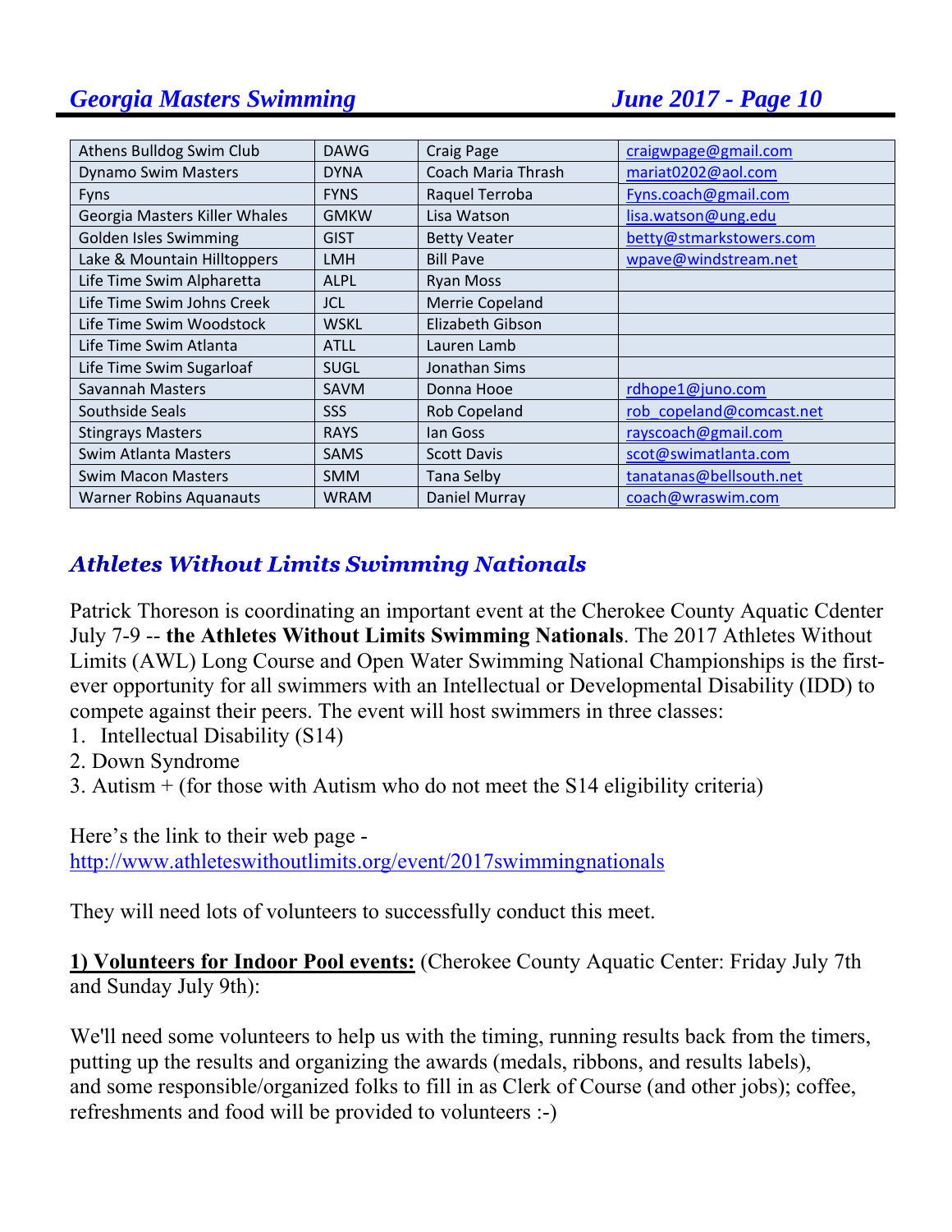| Athens Bulldog Swim Club | DAWG | Craig Page | craigwpage@gmail.com |
|---|---|---|---|
| Dynamo Swim Masters | DYNA | Coach Maria Thrash | mariat0202@aol.com |
| Fyns | FYNS | Raquel Terroba | Fyns.coach@gmail.com |
| Georgia Masters Killer Whales | GMKW | Lisa Watson | lisa.watson@ung.edu |
| Golden Isles Swimming | GIST | Betty Veater | betty@stmarkstowers.com |
| Lake & Mountain Hilltoppers | LMH | Bill Pave | wpave@windstream.net |
| Life Time Swim Alpharetta | ALPL | Ryan Moss | |
| Life Time Swim Johns Creek | JCL | Merrie Copeland | |
| Life Time Swim Woodstock | WSKL | Elizabeth Gibson | |
| Life Time Swim Atlanta | ATLL | Lauren Lamb | |
| Life Time Swim Sugarloaf | SUGL | Jonathan Sims | |
| Savannah Masters | SAVM | Donna Hooe | rdhope1@juno.com |
| Southside Seals | SSS | Rob Copeland | rob_copeland@comcast.net |
| Stingrays Masters | RAYS | Ian Goss | rayscoach@gmail.com |
| Swim Atlanta Masters | SAMS | Scott Davis | scot@swimatlanta.com |
| Swim Macon Masters | SMM | Tana Selby | tanatanas@bellsouth.net |
| Warner Robins Aquanauts | WRAM | Daniel Murray | coach@wraswim.com |

## *Athletes Without Limits Swimming Nationals*

Patrick Thoreson is coordinating an important event at the Cherokee County Aquatic Cdenter July 7-9 -- **the Athletes Without Limits Swimming Nationals**. The 2017 Athletes Without Limits (AWL) Long Course and Open Water Swimming National Championships is the first-ever opportunity for all swimmers with an Intellectual or Developmental Disability (IDD) to compete against their peers. The event will host swimmers in three classes:

1. Intellectual Disability (S14)
2. Down Syndrome
3. Autism + (for those with Autism who do not meet the S14 eligibility criteria)

Here's the link to their web page - http://www.athleteswithoutlimits.org/event/2017swimmingnationals

They will need lots of volunteers to successfully conduct this meet.

**1) Volunteers for Indoor Pool events:** (Cherokee County Aquatic Center: Friday July 7th and Sunday July 9th):

We'll need some volunteers to help us with the timing, running results back from the timers, putting up the results and organizing the awards (medals, ribbons, and results labels), and some responsible/organized folks to fill in as Clerk of Course (and other jobs); coffee, refreshments and food will be provided to volunteers :-)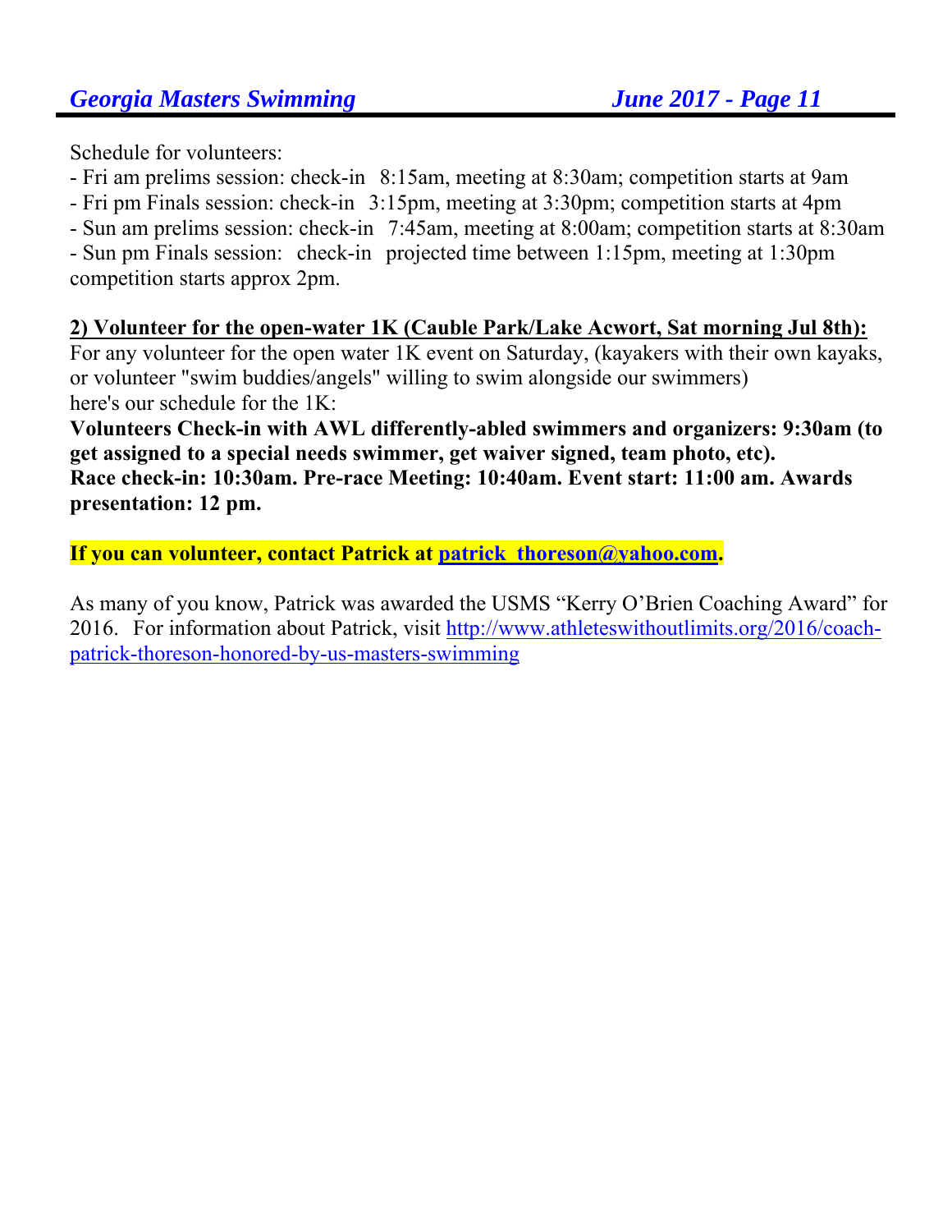Schedule for volunteers:

- Fri am prelims session: check-in 8:15am, meeting at 8:30am; competition starts at 9am
- Fri pm Finals session: check-in 3:15pm, meeting at 3:30pm; competition starts at 4pm
- Sun am prelims session: check-in 7:45am, meeting at 8:00am; competition starts at 8:30am
- Sun pm Finals session: check-in projected time between 1:15pm, meeting at 1:30pm competition starts approx 2pm.

**2) Volunteer for the open-water 1K (Cauble Park/Lake Acwort, Sat morning Jul 8th):**

For any volunteer for the open water 1K event on Saturday, (kayakers with their own kayaks, or volunteer "swim buddies/angels" willing to swim alongside our swimmers) here's our schedule for the 1K:

**Volunteers Check-in with AWL differently-abled swimmers and organizers: 9:30am (to get assigned to a special needs swimmer, get waiver signed, team photo, etc).**
**Race check-in: 10:30am. Pre-race Meeting: 10:40am. Event start: 11:00 am. Awards presentation: 12 pm.**

**If you can volunteer, contact Patrick at patrick_thoreson@yahoo.com.**

As many of you know, Patrick was awarded the USMS "Kerry O'Brien Coaching Award" for 2016. For information about Patrick, visit http://www.athleteswithoutlimits.org/2016/coach-patrick-thoreson-honored-by-us-masters-swimming